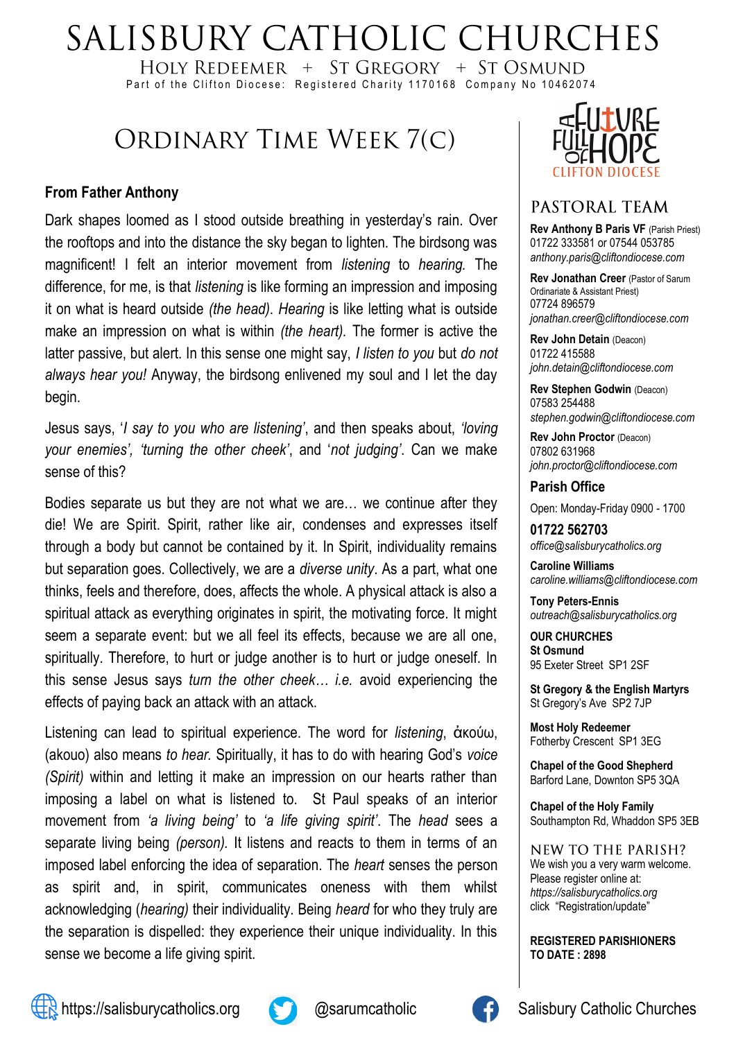# SALISBURY CATHOLIC CHURCHES

HOLY REDEEMER + ST GREGORY + ST OSMUND

Part of the Clifton Diocese: Registered Charity 1170168 Company No 10462074

## ORDINARY TIME WEEK 7(C)

### From Father Anthony

Dark shapes loomed as I stood outside breathing in yesterday's rain. Over the rooftops and into the distance the sky began to lighten. The birdsong was magnificent! I felt an interior movement from *listening* to *hearing.* The difference, for me, is that *listening* is like forming an impression and imposing it on what is heard outside *(the head)*. *Hearing* is like letting what is outside make an impression on what is within *(the heart).* The former is active the latter passive, but alert. In this sense one might say, *I listen to you* but *do not always hear you!* Anyway, the birdsong enlivened my soul and I let the day begin.

Jesus says, '*I say to you who are listening'*, and then speaks about, *'loving your enemies', 'turning the other cheek'*, and '*not judging'*. Can we make sense of this?

Bodies separate us but they are not what we are… we continue after they die! We are Spirit. Spirit, rather like air, condenses and expresses itself through a body but cannot be contained by it. In Spirit, individuality remains but separation goes. Collectively, we are a *diverse unity*. As a part, what one thinks, feels and therefore, does, affects the whole. A physical attack is also a spiritual attack as everything originates in spirit, the motivating force. It might seem a separate event: but we all feel its effects, because we are all one, spiritually. Therefore, to hurt or judge another is to hurt or judge oneself. In this sense Jesus says *turn the other cheek… i.e.* avoid experiencing the effects of paying back an attack with an attack.

Listening can lead to spiritual experience. The word for *listening*, ἀκούω, (akouo) also means *to hear.* Spiritually, it has to do with hearing God's *voice (Spirit)* within and letting it make an impression on our hearts rather than imposing a label on what is listened to. St Paul speaks of an interior movement from *'a living being'* to *'a life giving spirit'*. The *head* sees a separate living being *(person).* It listens and reacts to them in terms of an imposed label enforcing the idea of separation. The *heart* senses the person as spirit and, in spirit, communicates oneness with them whilst acknowledging (*hearing)* their individuality. Being *heard* for who they truly are the separation is dispelled: they experience their unique individuality. In this sense we become a life giving spirit.

A FUTURE FULL OF HOPE — CLIFTON DIOCESE

### PASTORAL TEAM

**Rev Anthony B Paris VF** (Parish Priest)
01722 333581 or 07544 053785
*anthony.paris@cliftondiocese.com*

**Rev Jonathan Creer** (Pastor of Sarum Ordinariate & Assistant Priest)
07724 896579
*jonathan.creer@cliftondiocese.com*

**Rev John Detain** (Deacon)
01722 415588
*john.detain@cliftondiocese.com*

**Rev Stephen Godwin** (Deacon)
07583 254488
*stephen.godwin@cliftondiocese.com*

**Rev John Proctor** (Deacon)
07802 631968
*john.proctor@cliftondiocese.com*

### Parish Office

Open: Monday-Friday 0900 - 1700

**01722 562703**
*office@salisburycatholics.org*

**Caroline Williams**
*caroline.williams@cliftondiocese.com*

**Tony Peters-Ennis**
*outreach@salisburycatholics.org*

**OUR CHURCHES**

**St Osmund**
95 Exeter Street SP1 2SF

**St Gregory & the English Martyrs**
St Gregory's Ave SP2 7JP

**Most Holy Redeemer**
Fotherby Crescent SP1 3EG

**Chapel of the Good Shepherd**
Barford Lane, Downton SP5 3QA

**Chapel of the Holy Family**
Southampton Rd, Whaddon SP5 3EB

### NEW TO THE PARISH?

We wish you a very warm welcome. Please register online at: *https://salisburycatholics.org* click "Registration/update"

**REGISTERED PARISHIONERS TO DATE : 2898**

https://salisburycatholics.org | @sarumcatholic | Salisbury Catholic Churches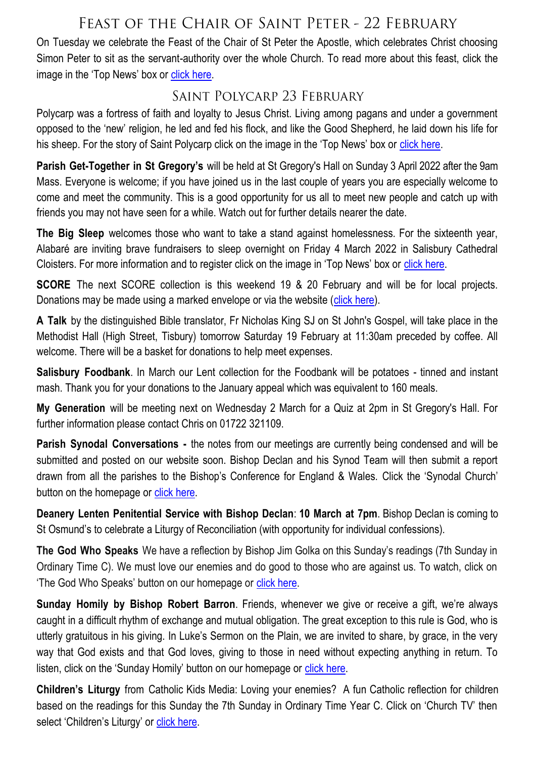## Feast of the Chair of Saint Peter - 22 February

On Tuesday we celebrate the Feast of the Chair of St Peter the Apostle, which celebrates Christ choosing Simon Peter to sit as the servant-authority over the whole Church. To read more about this feast, click the image in the 'Top News' box or click here.

## Saint Polycarp 23 February

Polycarp was a fortress of faith and loyalty to Jesus Christ. Living among pagans and under a government opposed to the 'new' religion, he led and fed his flock, and like the Good Shepherd, he laid down his life for his sheep. For the story of Saint Polycarp click on the image in the 'Top News' box or click here.

**Parish Get-Together in St Gregory's** will be held at St Gregory's Hall on Sunday 3 April 2022 after the 9am Mass. Everyone is welcome; if you have joined us in the last couple of years you are especially welcome to come and meet the community. This is a good opportunity for us all to meet new people and catch up with friends you may not have seen for a while. Watch out for further details nearer the date.

**The Big Sleep** welcomes those who want to take a stand against homelessness. For the sixteenth year, Alabaré are inviting brave fundraisers to sleep overnight on Friday 4 March 2022 in Salisbury Cathedral Cloisters. For more information and to register click on the image in 'Top News' box or click here.

**SCORE** The next SCORE collection is this weekend 19 & 20 February and will be for local projects. Donations may be made using a marked envelope or via the website (click here).

**A Talk** by the distinguished Bible translator, Fr Nicholas King SJ on St John's Gospel, will take place in the Methodist Hall (High Street, Tisbury) tomorrow Saturday 19 February at 11:30am preceded by coffee. All welcome. There will be a basket for donations to help meet expenses.

**Salisbury Foodbank**. In March our Lent collection for the Foodbank will be potatoes - tinned and instant mash. Thank you for your donations to the January appeal which was equivalent to 160 meals.

**My Generation** will be meeting next on Wednesday 2 March for a Quiz at 2pm in St Gregory's Hall. For further information please contact Chris on 01722 321109.

**Parish Synodal Conversations -** the notes from our meetings are currently being condensed and will be submitted and posted on our website soon. Bishop Declan and his Synod Team will then submit a report drawn from all the parishes to the Bishop's Conference for England & Wales. Click the 'Synodal Church' button on the homepage or click here.

**Deanery Lenten Penitential Service with Bishop Declan**: **10 March at 7pm**. Bishop Declan is coming to St Osmund's to celebrate a Liturgy of Reconciliation (with opportunity for individual confessions).

**The God Who Speaks** We have a reflection by Bishop Jim Golka on this Sunday's readings (7th Sunday in Ordinary Time C). We must love our enemies and do good to those who are against us. To watch, click on 'The God Who Speaks' button on our homepage or click here.

**Sunday Homily by Bishop Robert Barron**. Friends, whenever we give or receive a gift, we're always caught in a difficult rhythm of exchange and mutual obligation. The great exception to this rule is God, who is utterly gratuitous in his giving. In Luke's Sermon on the Plain, we are invited to share, by grace, in the very way that God exists and that God loves, giving to those in need without expecting anything in return. To listen, click on the 'Sunday Homily' button on our homepage or click here.

**Children's Liturgy** from Catholic Kids Media: Loving your enemies? A fun Catholic reflection for children based on the readings for this Sunday the 7th Sunday in Ordinary Time Year C. Click on 'Church TV' then select 'Children's Liturgy' or click here.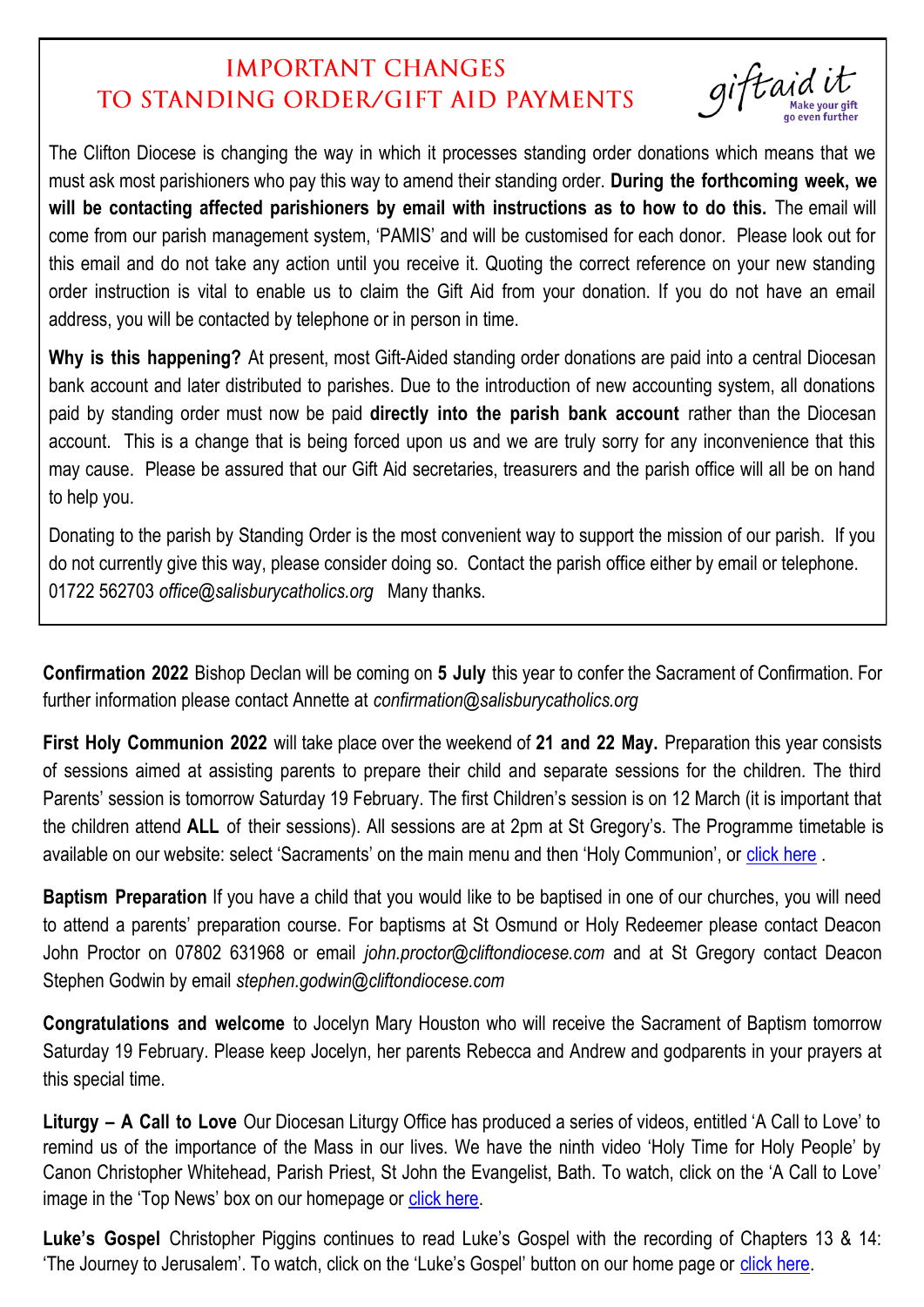## IMPORTANT CHANGES TO STANDING ORDER/GIFT AID PAYMENTS

giftaid it — Make your gift go even further

The Clifton Diocese is changing the way in which it processes standing order donations which means that we must ask most parishioners who pay this way to amend their standing order. **During the forthcoming week, we will be contacting affected parishioners by email with instructions as to how to do this.** The email will come from our parish management system, 'PAMIS' and will be customised for each donor. Please look out for this email and do not take any action until you receive it. Quoting the correct reference on your new standing order instruction is vital to enable us to claim the Gift Aid from your donation. If you do not have an email address, you will be contacted by telephone or in person in time.

**Why is this happening?** At present, most Gift-Aided standing order donations are paid into a central Diocesan bank account and later distributed to parishes. Due to the introduction of new accounting system, all donations paid by standing order must now be paid **directly into the parish bank account** rather than the Diocesan account. This is a change that is being forced upon us and we are truly sorry for any inconvenience that this may cause. Please be assured that our Gift Aid secretaries, treasurers and the parish office will all be on hand to help you.

Donating to the parish by Standing Order is the most convenient way to support the mission of our parish. If you do not currently give this way, please consider doing so. Contact the parish office either by email or telephone. 01722 562703 *office@salisburycatholics.org* Many thanks.

**Confirmation 2022** Bishop Declan will be coming on **5 July** this year to confer the Sacrament of Confirmation. For further information please contact Annette at *confirmation@salisburycatholics.org*

**First Holy Communion 2022** will take place over the weekend of **21 and 22 May.** Preparation this year consists of sessions aimed at assisting parents to prepare their child and separate sessions for the children. The third Parents' session is tomorrow Saturday 19 February. The first Children's session is on 12 March (it is important that the children attend **ALL** of their sessions). All sessions are at 2pm at St Gregory's. The Programme timetable is available on our website: select 'Sacraments' on the main menu and then 'Holy Communion', or click here .

**Baptism Preparation** If you have a child that you would like to be baptised in one of our churches, you will need to attend a parents' preparation course. For baptisms at St Osmund or Holy Redeemer please contact Deacon John Proctor on 07802 631968 or email *john.proctor@cliftondiocese.com* and at St Gregory contact Deacon Stephen Godwin by email *stephen.godwin@cliftondiocese.com*

**Congratulations and welcome** to Jocelyn Mary Houston who will receive the Sacrament of Baptism tomorrow Saturday 19 February. Please keep Jocelyn, her parents Rebecca and Andrew and godparents in your prayers at this special time.

**Liturgy – A Call to Love** Our Diocesan Liturgy Office has produced a series of videos, entitled 'A Call to Love' to remind us of the importance of the Mass in our lives. We have the ninth video 'Holy Time for Holy People' by Canon Christopher Whitehead, Parish Priest, St John the Evangelist, Bath. To watch, click on the 'A Call to Love' image in the 'Top News' box on our homepage or click here.

**Luke's Gospel** Christopher Piggins continues to read Luke's Gospel with the recording of Chapters 13 & 14: 'The Journey to Jerusalem'. To watch, click on the 'Luke's Gospel' button on our home page or click here.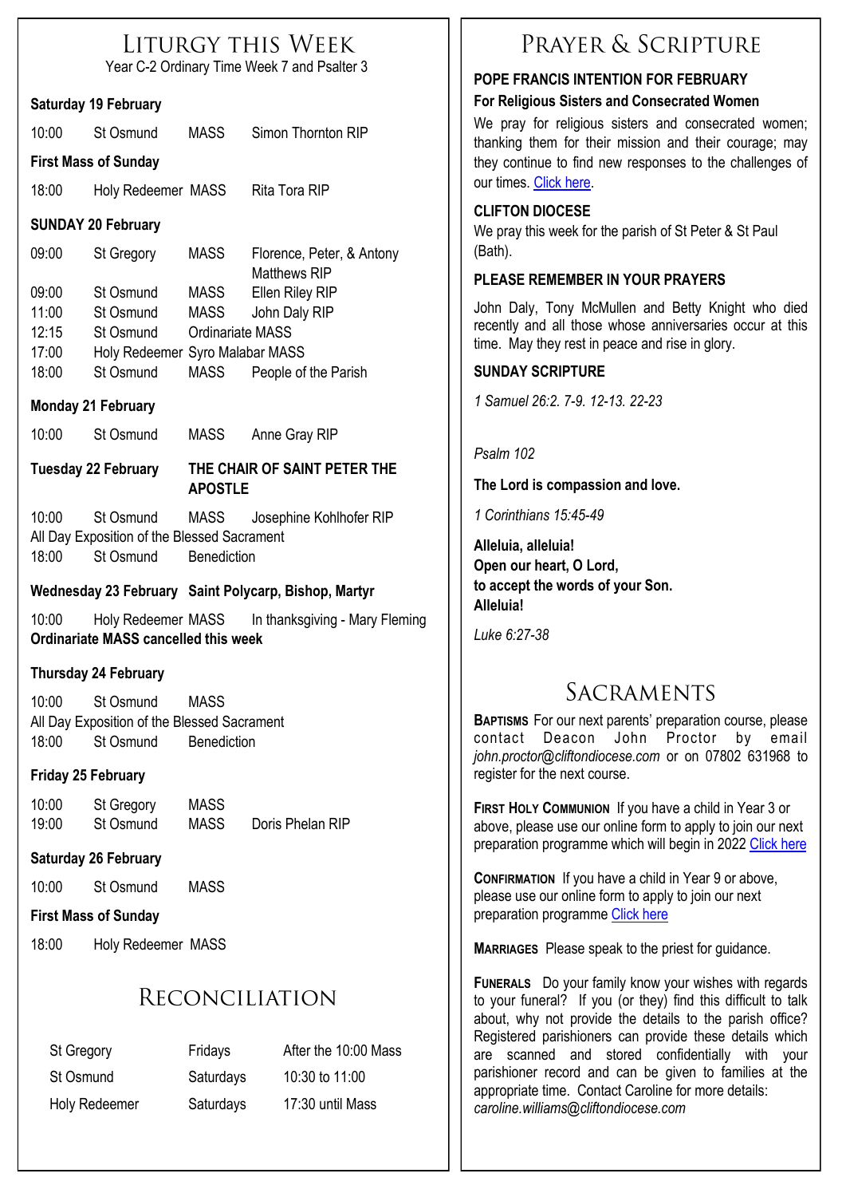# Liturgy this Week

Year C-2 Ordinary Time Week 7 and Psalter 3

**Saturday 19 February**

| | | | |
|---|---|---|---|
| 10:00 | St Osmund | MASS | Simon Thornton RIP |

**First Mass of Sunday**

| | | | |
|---|---|---|---|
| 18:00 | Holy Redeemer | MASS | Rita Tora RIP |

**SUNDAY 20 February**

| | | | |
|---|---|---|---|
| 09:00 | St Gregory | MASS | Florence, Peter, & Antony Matthews RIP |
| 09:00 | St Osmund | MASS | Ellen Riley RIP |
| 11:00 | St Osmund | MASS | John Daly RIP |
| 12:15 | St Osmund | Ordinariate MASS | |
| 17:00 | Holy Redeemer | Syro Malabar MASS | |
| 18:00 | St Osmund | MASS | People of the Parish |

**Monday 21 February**

| | | | |
|---|---|---|---|
| 10:00 | St Osmund | MASS | Anne Gray RIP |

**Tuesday 22 February** **THE CHAIR OF SAINT PETER THE APOSTLE**

| | | | |
|---|---|---|---|
| 10:00 | St Osmund | MASS | Josephine Kohlhofer RIP |

All Day Exposition of the Blessed Sacrament

| | | |
|---|---|---|
| 18:00 | St Osmund | Benediction |

**Wednesday 23 February** **Saint Polycarp, Bishop, Martyr**

| | | | |
|---|---|---|---|
| 10:00 | Holy Redeemer | MASS | In thanksgiving - Mary Fleming |

**Ordinariate MASS cancelled this week**

**Thursday 24 February**

| | | |
|---|---|---|
| 10:00 | St Osmund | MASS |

All Day Exposition of the Blessed Sacrament

| | | |
|---|---|---|
| 18:00 | St Osmund | Benediction |

**Friday 25 February**

| | | | |
|---|---|---|---|
| 10:00 | St Gregory | MASS | |
| 19:00 | St Osmund | MASS | Doris Phelan RIP |

**Saturday 26 February**

| | | |
|---|---|---|
| 10:00 | St Osmund | MASS |

**First Mass of Sunday**

| | | |
|---|---|---|
| 18:00 | Holy Redeemer | MASS |

# Reconciliation

| | | |
|---|---|---|
| St Gregory | Fridays | After the 10:00 Mass |
| St Osmund | Saturdays | 10:30 to 11:00 |
| Holy Redeemer | Saturdays | 17:30 until Mass |

# Prayer & Scripture

**POPE FRANCIS INTENTION FOR FEBRUARY**

**For Religious Sisters and Consecrated Women**

We pray for religious sisters and consecrated women; thanking them for their mission and their courage; may they continue to find new responses to the challenges of our times. Click here.

**CLIFTON DIOCESE**

We pray this week for the parish of St Peter & St Paul (Bath).

**PLEASE REMEMBER IN YOUR PRAYERS**

John Daly, Tony McMullen and Betty Knight who died recently and all those whose anniversaries occur at this time. May they rest in peace and rise in glory.

**SUNDAY SCRIPTURE**

*1 Samuel 26:2. 7-9. 12-13. 22-23*

*Psalm 102*

**The Lord is compassion and love.**

*1 Corinthians 15:45-49*

**Alleluia, alleluia!**
**Open our heart, O Lord,**
**to accept the words of your Son.**
**Alleluia!**

*Luke 6:27-38*

# Sacraments

**Baptisms** For our next parents' preparation course, please contact Deacon John Proctor by email *john.proctor@cliftondiocese.com* or on 07802 631968 to register for the next course.

**First Holy Communion** If you have a child in Year 3 or above, please use our online form to apply to join our next preparation programme which will begin in 2022 Click here

**Confirmation** If you have a child in Year 9 or above, please use our online form to apply to join our next preparation programme Click here

**Marriages** Please speak to the priest for guidance.

**Funerals** Do your family know your wishes with regards to your funeral? If you (or they) find this difficult to talk about, why not provide the details to the parish office? Registered parishioners can provide these details which are scanned and stored confidentially with your parishioner record and can be given to families at the appropriate time. Contact Caroline for more details: *caroline.williams@cliftondiocese.com*